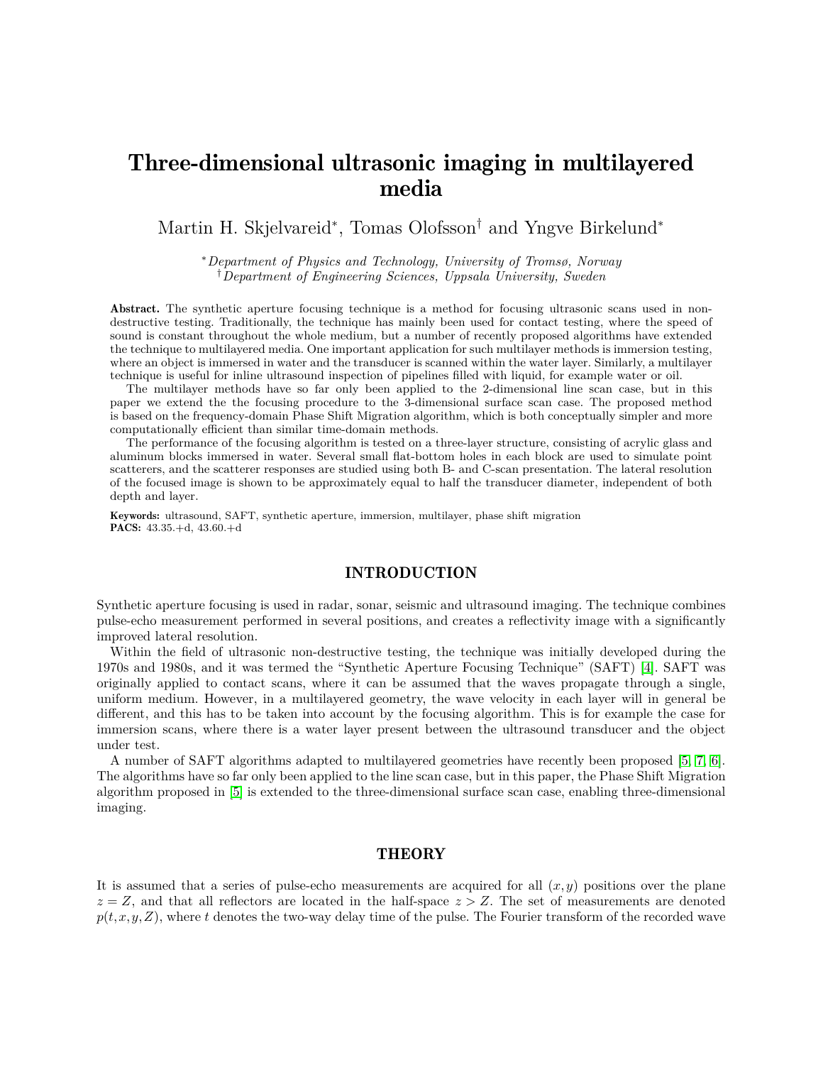# Three-dimensional ultrasonic imaging in multilayered media

Martin H. Skjelvareid*, Tomas Olofsson† and Yngve Birkelund*

*Department of Physics and Technology, University of Tromsø, Norway
†Department of Engineering Sciences, Uppsala University, Sweden

**Abstract.** The synthetic aperture focusing technique is a method for focusing ultrasonic scans used in non-destructive testing. Traditionally, the technique has mainly been used for contact testing, where the speed of sound is constant throughout the whole medium, but a number of recently proposed algorithms have extended the technique to multilayered media. One important application for such multilayer methods is immersion testing, where an object is immersed in water and the transducer is scanned within the water layer. Similarly, a multilayer technique is useful for inline ultrasound inspection of pipelines filled with liquid, for example water or oil.

The multilayer methods have so far only been applied to the 2-dimensional line scan case, but in this paper we extend the the focusing procedure to the 3-dimensional surface scan case. The proposed method is based on the frequency-domain Phase Shift Migration algorithm, which is both conceptually simpler and more computationally efficient than similar time-domain methods.

The performance of the focusing algorithm is tested on a three-layer structure, consisting of acrylic glass and aluminum blocks immersed in water. Several small flat-bottom holes in each block are used to simulate point scatterers, and the scatterer responses are studied using both B- and C-scan presentation. The lateral resolution of the focused image is shown to be approximately equal to half the transducer diameter, independent of both depth and layer.

**Keywords:** ultrasound, SAFT, synthetic aperture, immersion, multilayer, phase shift migration
**PACS:** 43.35.+d, 43.60.+d

## INTRODUCTION

Synthetic aperture focusing is used in radar, sonar, seismic and ultrasound imaging. The technique combines pulse-echo measurement performed in several positions, and creates a reflectivity image with a significantly improved lateral resolution.

Within the field of ultrasonic non-destructive testing, the technique was initially developed during the 1970s and 1980s, and it was termed the "Synthetic Aperture Focusing Technique" (SAFT) [4]. SAFT was originally applied to contact scans, where it can be assumed that the waves propagate through a single, uniform medium. However, in a multilayered geometry, the wave velocity in each layer will in general be different, and this has to be taken into account by the focusing algorithm. This is for example the case for immersion scans, where there is a water layer present between the ultrasound transducer and the object under test.

A number of SAFT algorithms adapted to multilayered geometries have recently been proposed [5, 7, 6]. The algorithms have so far only been applied to the line scan case, but in this paper, the Phase Shift Migration algorithm proposed in [5] is extended to the three-dimensional surface scan case, enabling three-dimensional imaging.

## THEORY

It is assumed that a series of pulse-echo measurements are acquired for all $(x, y)$ positions over the plane $z = Z$, and that all reflectors are located in the half-space $z > Z$. The set of measurements are denoted $p(t, x, y, Z)$, where $t$ denotes the two-way delay time of the pulse. The Fourier transform of the recorded wave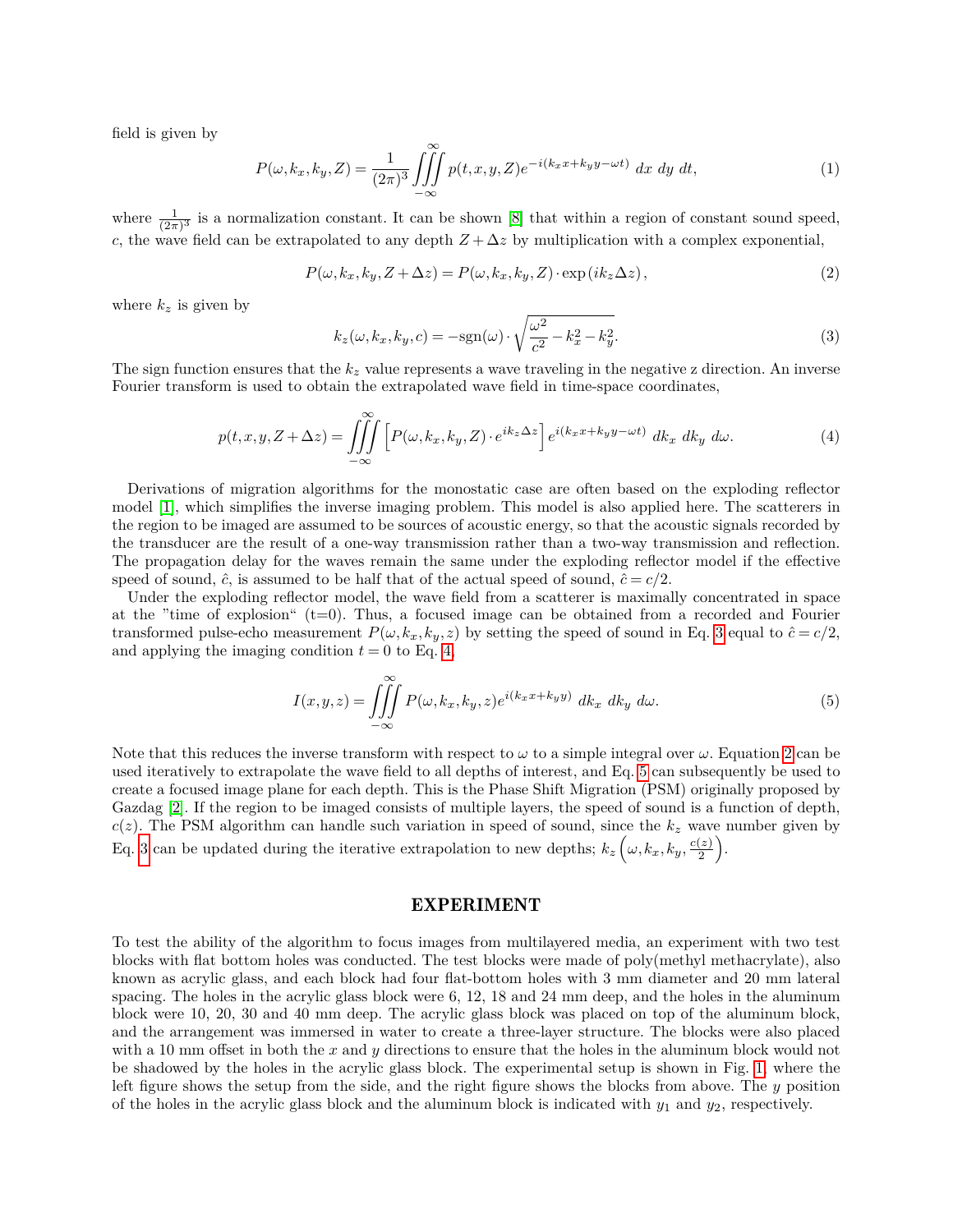field is given by

$$P(\omega, k_x, k_y, Z) = \frac{1}{(2\pi)^3} \iiint\limits_{-\infty}^{\infty} p(t, x, y, Z) e^{-i(k_x x + k_y y - \omega t)} \; dx \; dy \; dt, \tag{1}$$

where $\frac{1}{(2\pi)^3}$ is a normalization constant. It can be shown [8] that within a region of constant sound speed, $c$, the wave field can be extrapolated to any depth $Z + \Delta z$ by multiplication with a complex exponential,

$$P(\omega, k_x, k_y, Z + \Delta z) = P(\omega, k_x, k_y, Z) \cdot \exp\left(i k_z \Delta z\right), \tag{2}$$

where $k_z$ is given by

$$k_z(\omega, k_x, k_y, c) = -\text{sgn}(\omega) \cdot \sqrt{\frac{\omega^2}{c^2} - k_x^2 - k_y^2}. \tag{3}$$

The sign function ensures that the $k_z$ value represents a wave traveling in the negative z direction. An inverse Fourier transform is used to obtain the extrapolated wave field in time-space coordinates,

$$p(t, x, y, Z + \Delta z) = \iiint\limits_{-\infty}^{\infty} \left[ P(\omega, k_x, k_y, Z) \cdot e^{i k_z \Delta z} \right] e^{i(k_x x + k_y y - \omega t)} \; dk_x \; dk_y \; d\omega. \tag{4}$$

Derivations of migration algorithms for the monostatic case are often based on the exploding reflector model [1], which simplifies the inverse imaging problem. This model is also applied here. The scatterers in the region to be imaged are assumed to be sources of acoustic energy, so that the acoustic signals recorded by the transducer are the result of a one-way transmission rather than a two-way transmission and reflection. The propagation delay for the waves remain the same under the exploding reflector model if the effective speed of sound, $\hat{c}$, is assumed to be half that of the actual speed of sound, $\hat{c} = c/2$.

Under the exploding reflector model, the wave field from a scatterer is maximally concentrated in space at the "time of explosion" (t=0). Thus, a focused image can be obtained from a recorded and Fourier transformed pulse-echo measurement $P(\omega, k_x, k_y, z)$ by setting the speed of sound in Eq. 3 equal to $\hat{c} = c/2$, and applying the imaging condition $t = 0$ to Eq. 4.

$$I(x, y, z) = \iiint\limits_{-\infty}^{\infty} P(\omega, k_x, k_y, z) e^{i(k_x x + k_y y)} \; dk_x \; dk_y \; d\omega. \tag{5}$$

Note that this reduces the inverse transform with respect to $\omega$ to a simple integral over $\omega$. Equation 2 can be used iteratively to extrapolate the wave field to all depths of interest, and Eq. 5 can subsequently be used to create a focused image plane for each depth. This is the Phase Shift Migration (PSM) originally proposed by Gazdag [2]. If the region to be imaged consists of multiple layers, the speed of sound is a function of depth, $c(z)$. The PSM algorithm can handle such variation in speed of sound, since the $k_z$ wave number given by Eq. 3 can be updated during the iterative extrapolation to new depths; $k_z\left(\omega, k_x, k_y, \frac{c(z)}{2}\right)$.

## EXPERIMENT

To test the ability of the algorithm to focus images from multilayered media, an experiment with two test blocks with flat bottom holes was conducted. The test blocks were made of poly(methyl methacrylate), also known as acrylic glass, and each block had four flat-bottom holes with 3 mm diameter and 20 mm lateral spacing. The holes in the acrylic glass block were 6, 12, 18 and 24 mm deep, and the holes in the aluminum block were 10, 20, 30 and 40 mm deep. The acrylic glass block was placed on top of the aluminum block, and the arrangement was immersed in water to create a three-layer structure. The blocks were also placed with a 10 mm offset in both the $x$ and $y$ directions to ensure that the holes in the aluminum block would not be shadowed by the holes in the acrylic glass block. The experimental setup is shown in Fig. 1, where the left figure shows the setup from the side, and the right figure shows the blocks from above. The $y$ position of the holes in the acrylic glass block and the aluminum block is indicated with $y_1$ and $y_2$, respectively.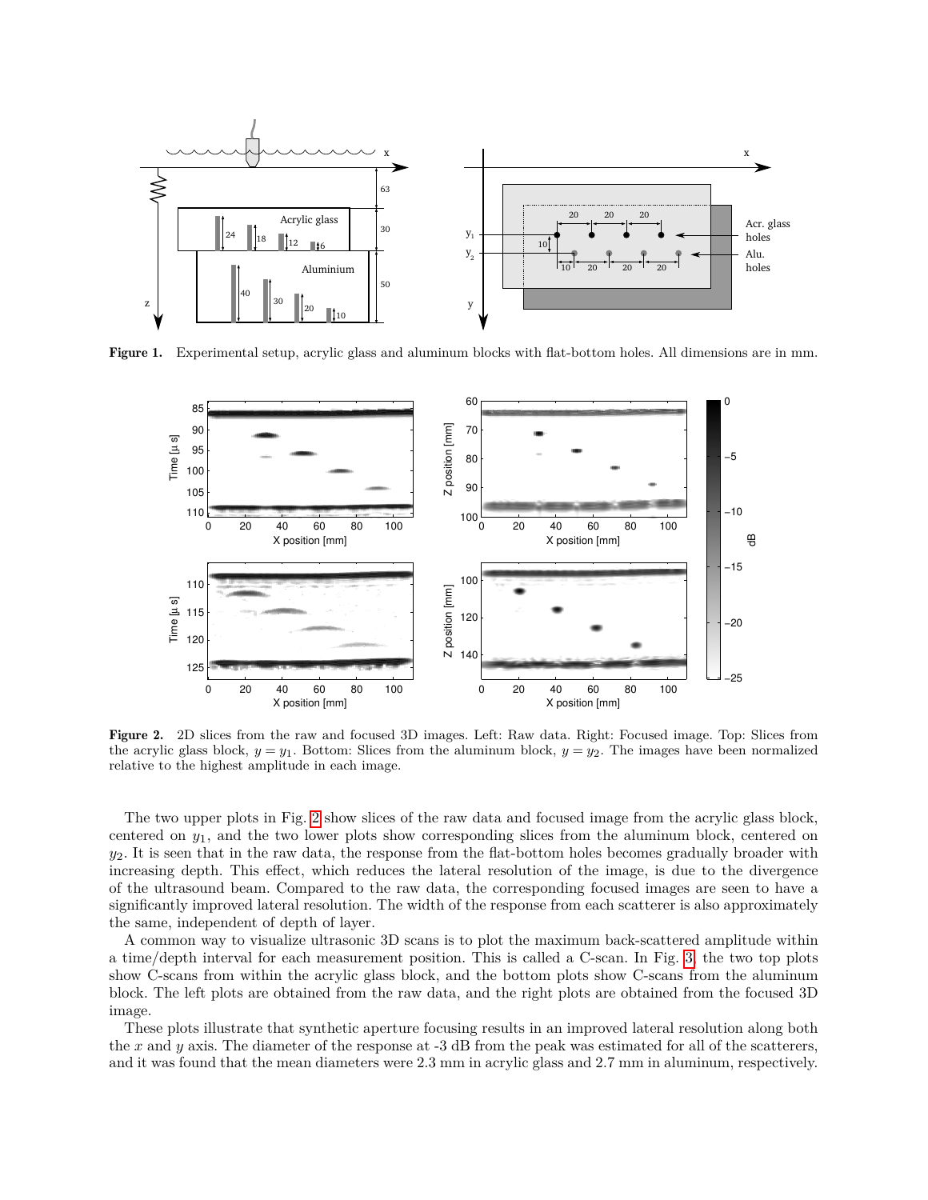**Figure 1.** Experimental setup, acrylic glass and aluminum blocks with flat-bottom holes. All dimensions are in mm.

**Figure 2.** 2D slices from the raw and focused 3D images. Left: Raw data. Right: Focused image. Top: Slices from the acrylic glass block, $y = y_1$. Bottom: Slices from the aluminum block, $y = y_2$. The images have been normalized relative to the highest amplitude in each image.

The two upper plots in Fig. 2 show slices of the raw data and focused image from the acrylic glass block, centered on $y_1$, and the two lower plots show corresponding slices from the aluminum block, centered on $y_2$. It is seen that in the raw data, the response from the flat-bottom holes becomes gradually broader with increasing depth. This effect, which reduces the lateral resolution of the image, is due to the divergence of the ultrasound beam. Compared to the raw data, the corresponding focused images are seen to have a significantly improved lateral resolution. The width of the response from each scatterer is also approximately the same, independent of depth of layer.

A common way to visualize ultrasonic 3D scans is to plot the maximum back-scattered amplitude within a time/depth interval for each measurement position. This is called a C-scan. In Fig. 3, the two top plots show C-scans from within the acrylic glass block, and the bottom plots show C-scans from the aluminum block. The left plots are obtained from the raw data, and the right plots are obtained from the focused 3D image.

These plots illustrate that synthetic aperture focusing results in an improved lateral resolution along both the $x$ and $y$ axis. The diameter of the response at -3 dB from the peak was estimated for all of the scatterers, and it was found that the mean diameters were 2.3 mm in acrylic glass and 2.7 mm in aluminum, respectively.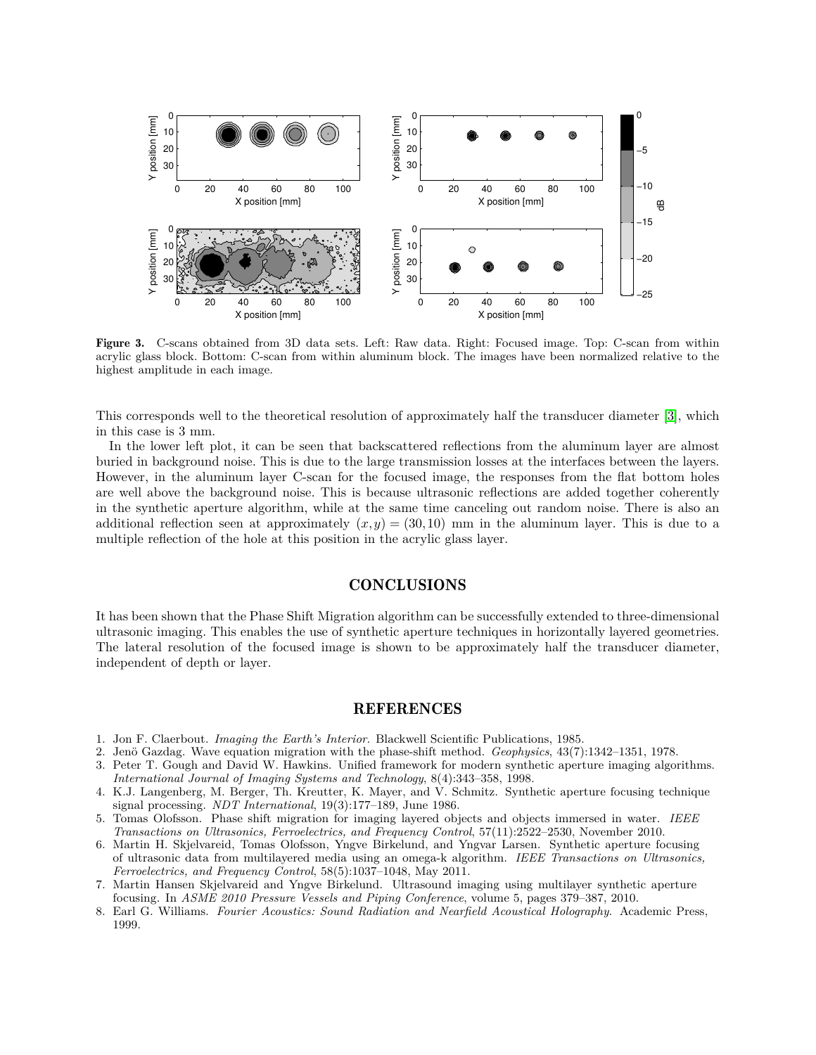Y position [mm]
0
10
20
30
0 20 40 60 80 100
X position [mm]

Y position [mm]
0
10
20
30
0 20 40 60 80 100
X position [mm]

Y position [mm]
0
10
20
30
0 20 40 60 80 100
X position [mm]

Y position [mm]
0
10
20
30
0 20 40 60 80 100
X position [mm]

0
−5
−10
−15
−20
−25
dB

**Figure 3.** C-scans obtained from 3D data sets. Left: Raw data. Right: Focused image. Top: C-scan from within acrylic glass block. Bottom: C-scan from within aluminum block. The images have been normalized relative to the highest amplitude in each image.

This corresponds well to the theoretical resolution of approximately half the transducer diameter [3], which in this case is 3 mm.

In the lower left plot, it can be seen that backscattered reflections from the aluminum layer are almost buried in background noise. This is due to the large transmission losses at the interfaces between the layers. However, in the aluminum layer C-scan for the focused image, the responses from the flat bottom holes are well above the background noise. This is because ultrasonic reflections are added together coherently in the synthetic aperture algorithm, while at the same time canceling out random noise. There is also an additional reflection seen at approximately $(x, y) = (30, 10)$ mm in the aluminum layer. This is due to a multiple reflection of the hole at this position in the acrylic glass layer.

## CONCLUSIONS

It has been shown that the Phase Shift Migration algorithm can be successfully extended to three-dimensional ultrasonic imaging. This enables the use of synthetic aperture techniques in horizontally layered geometries. The lateral resolution of the focused image is shown to be approximately half the transducer diameter, independent of depth or layer.

## REFERENCES

1. Jon F. Claerbout. *Imaging the Earth's Interior*. Blackwell Scientific Publications, 1985.
2. Jenö Gazdag. Wave equation migration with the phase-shift method. *Geophysics*, 43(7):1342–1351, 1978.
3. Peter T. Gough and David W. Hawkins. Unified framework for modern synthetic aperture imaging algorithms. *International Journal of Imaging Systems and Technology*, 8(4):343–358, 1998.
4. K.J. Langenberg, M. Berger, Th. Kreutter, K. Mayer, and V. Schmitz. Synthetic aperture focusing technique signal processing. *NDT International*, 19(3):177–189, June 1986.
5. Tomas Olofsson. Phase shift migration for imaging layered objects and objects immersed in water. *IEEE Transactions on Ultrasonics, Ferroelectrics, and Frequency Control*, 57(11):2522–2530, November 2010.
6. Martin H. Skjelvareid, Tomas Olofsson, Yngve Birkelund, and Yngvar Larsen. Synthetic aperture focusing of ultrasonic data from multilayered media using an omega-k algorithm. *IEEE Transactions on Ultrasonics, Ferroelectrics, and Frequency Control*, 58(5):1037–1048, May 2011.
7. Martin Hansen Skjelvareid and Yngve Birkelund. Ultrasound imaging using multilayer synthetic aperture focusing. In *ASME 2010 Pressure Vessels and Piping Conference*, volume 5, pages 379–387, 2010.
8. Earl G. Williams. *Fourier Acoustics: Sound Radiation and Nearfield Acoustical Holography*. Academic Press, 1999.